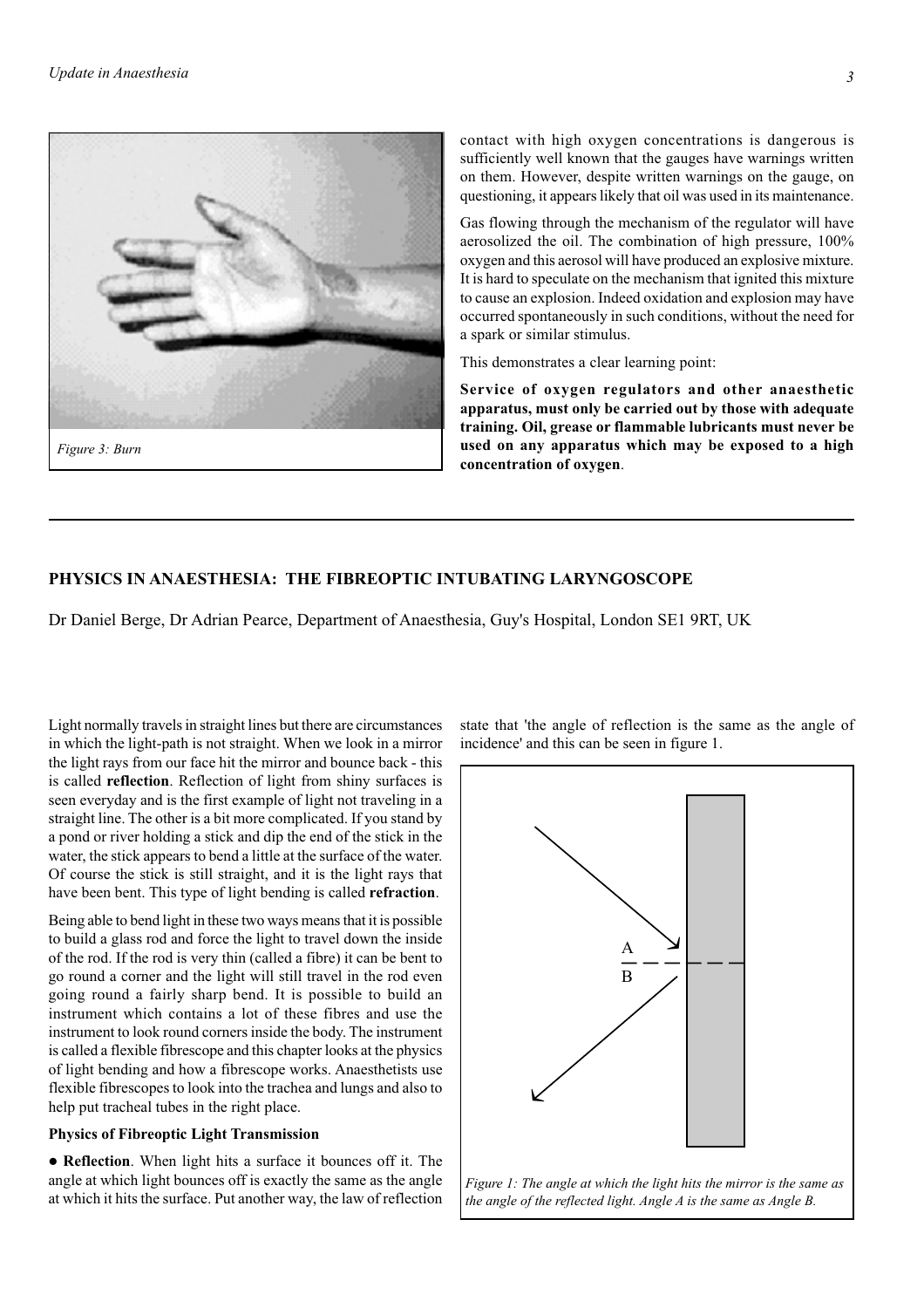*Figure 3: Burn*

contact with high oxygen concentrations is dangerous is sufficiently well known that the gauges have warnings written on them. However, despite written warnings on the gauge, on questioning, it appears likely that oil was used in its maintenance.

Gas flowing through the mechanism of the regulator will have aerosolized the oil. The combination of high pressure, 100% oxygen and this aerosol will have produced an explosive mixture. It is hard to speculate on the mechanism that ignited this mixture to cause an explosion. Indeed oxidation and explosion may have occurred spontaneously in such conditions, without the need for a spark or similar stimulus.

This demonstrates a clear learning point:

**Service of oxygen regulators and other anaesthetic apparatus, must only be carried out by those with adequate training. Oil, grease or flammable lubricants must never be used on any apparatus which may be exposed to a high concentration of oxygen**.

## PHYSICS IN ANAESTHESIA: THE FIBREOPTIC INTUBATING LARYNGOSCOPE

Dr Daniel Berge, Dr Adrian Pearce, Department of Anaesthesia, Guy's Hospital, London SE1 9RT, UK

Light normally travels in straight lines but there are circumstances in which the light-path is not straight. When we look in a mirror the light rays from our face hit the mirror and bounce back - this is called **reflection**. Reflection of light from shiny surfaces is seen everyday and is the first example of light not traveling in a straight line. The other is a bit more complicated. If you stand by a pond or river holding a stick and dip the end of the stick in the water, the stick appears to bend a little at the surface of the water. Of course the stick is still straight, and it is the light rays that have been bent. This type of light bending is called **refraction**.

Being able to bend light in these two ways means that it is possible to build a glass rod and force the light to travel down the inside of the rod. If the rod is very thin (called a fibre) it can be bent to go round a corner and the light will still travel in the rod even going round a fairly sharp bend. It is possible to build an instrument which contains a lot of these fibres and use the instrument to look round corners inside the body. The instrument is called a flexible fibrescope and this chapter looks at the physics of light bending and how a fibrescope works. Anaesthetists use flexible fibrescopes to look into the trachea and lungs and also to help put tracheal tubes in the right place.

### Physics of Fibreoptic Light Transmission

- **Reflection**. When light hits a surface it bounces off it. The angle at which light bounces off is exactly the same as the angle at which it hits the surface. Put another way, the law of reflection state that 'the angle of reflection is the same as the angle of incidence' and this can be seen in figure 1.

*Figure 1: The angle at which the light hits the mirror is the same as the angle of the reflected light. Angle A is the same as Angle B.*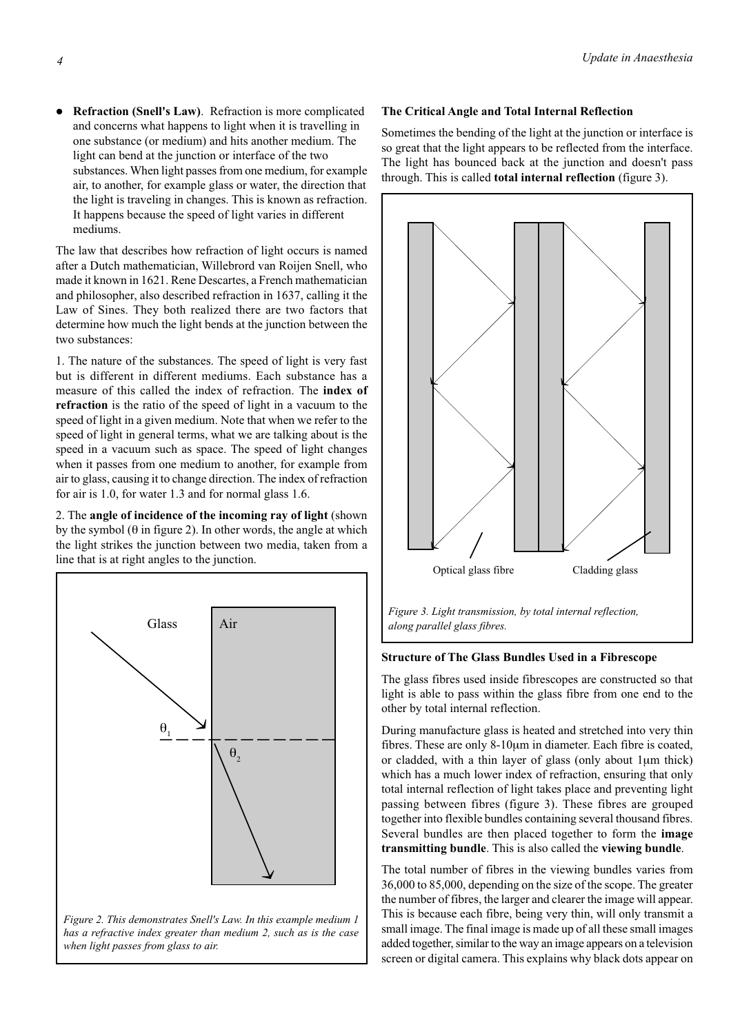- **Refraction (Snell's Law)**. Refraction is more complicated and concerns what happens to light when it is travelling in one substance (or medium) and hits another medium. The light can bend at the junction or interface of the two substances. When light passes from one medium, for example air, to another, for example glass or water, the direction that the light is traveling in changes. This is known as refraction. It happens because the speed of light varies in different mediums.

The law that describes how refraction of light occurs is named after a Dutch mathematician, Willebrord van Roijen Snell, who made it known in 1621. Rene Descartes, a French mathematician and philosopher, also described refraction in 1637, calling it the Law of Sines. They both realized there are two factors that determine how much the light bends at the junction between the two substances:

1. The nature of the substances. The speed of light is very fast but is different in different mediums. Each substance has a measure of this called the index of refraction. The **index of refraction** is the ratio of the speed of light in a vacuum to the speed of light in a given medium. Note that when we refer to the speed of light in general terms, what we are talking about is the speed in a vacuum such as space. The speed of light changes when it passes from one medium to another, for example from air to glass, causing it to change direction. The index of refraction for air is 1.0, for water 1.3 and for normal glass 1.6.

2. The **angle of incidence of the incoming ray of light** (shown by the symbol ($\theta$ in figure 2). In other words, the angle at which the light strikes the junction between two media, taken from a line that is at right angles to the junction.

Glass | Air | $\theta_1$ | $\theta_2$

*Figure 2. This demonstrates Snell's Law. In this example medium 1 has a refractive index greater than medium 2, such as is the case when light passes from glass to air.*

### The Critical Angle and Total Internal Reflection

Sometimes the bending of the light at the junction or interface is so great that the light appears to be reflected from the interface. The light has bounced back at the junction and doesn't pass through. This is called **total internal reflection** (figure 3).

Optical glass fibre | Cladding glass

*Figure 3. Light transmission, by total internal reflection, along parallel glass fibres.*

### Structure of The Glass Bundles Used in a Fibrescope

The glass fibres used inside fibrescopes are constructed so that light is able to pass within the glass fibre from one end to the other by total internal reflection.

During manufacture glass is heated and stretched into very thin fibres. These are only 8-10μm in diameter. Each fibre is coated, or cladded, with a thin layer of glass (only about 1μm thick) which has a much lower index of refraction, ensuring that only total internal reflection of light takes place and preventing light passing between fibres (figure 3). These fibres are grouped together into flexible bundles containing several thousand fibres. Several bundles are then placed together to form the **image transmitting bundle**. This is also called the **viewing bundle**.

The total number of fibres in the viewing bundles varies from 36,000 to 85,000, depending on the size of the scope. The greater the number of fibres, the larger and clearer the image will appear. This is because each fibre, being very thin, will only transmit a small image. The final image is made up of all these small images added together, similar to the way an image appears on a television screen or digital camera. This explains why black dots appear on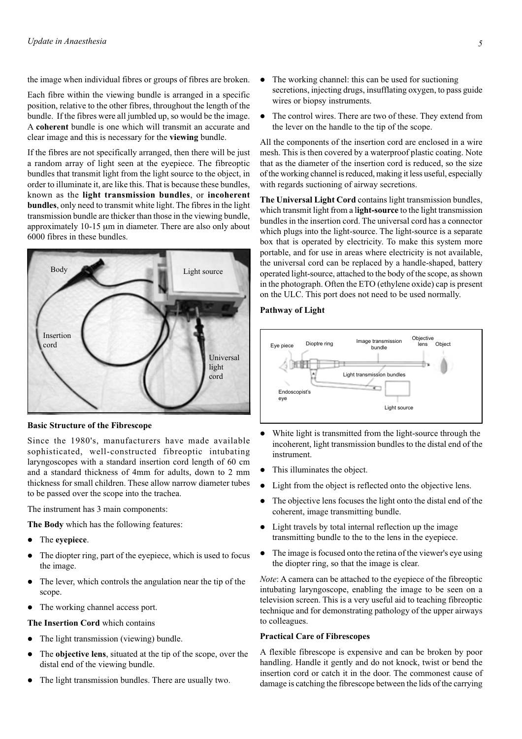the image when individual fibres or groups of fibres are broken.

Each fibre within the viewing bundle is arranged in a specific position, relative to the other fibres, throughout the length of the bundle. If the fibres were all jumbled up, so would be the image. A **coherent** bundle is one which will transmit an accurate and clear image and this is necessary for the **viewing** bundle.

If the fibres are not specifically arranged, then there will be just a random array of light seen at the eyepiece. The fibreoptic bundles that transmit light from the light source to the object, in order to illuminate it, are like this. That is because these bundles, known as the **light transmission bundles**, or **incoherent bundles**, only need to transmit white light. The fibres in the light transmission bundle are thicker than those in the viewing bundle, approximately 10-15 μm in diameter. There are also only about 6000 fibres in these bundles.

### Basic Structure of the Fibrescope

Since the 1980's, manufacturers have made available sophisticated, well-constructed fibreoptic intubating laryngoscopes with a standard insertion cord length of 60 cm and a standard thickness of 4mm for adults, down to 2 mm thickness for small children. These allow narrow diameter tubes to be passed over the scope into the trachea.

The instrument has 3 main components:

**The Body** which has the following features:

- The **eyepiece**.
- The diopter ring, part of the eyepiece, which is used to focus the image.
- The lever, which controls the angulation near the tip of the scope.
- The working channel access port.

**The Insertion Cord** which contains

- The light transmission (viewing) bundle.
- The **objective lens**, situated at the tip of the scope, over the distal end of the viewing bundle.
- The light transmission bundles. There are usually two.
- The working channel: this can be used for suctioning secretions, injecting drugs, insufflating oxygen, to pass guide wires or biopsy instruments.
- The control wires. There are two of these. They extend from the lever on the handle to the tip of the scope.

All the components of the insertion cord are enclosed in a wire mesh. This is then covered by a waterproof plastic coating. Note that as the diameter of the insertion cord is reduced, so the size of the working channel is reduced, making it less useful, especially with regards suctioning of airway secretions.

**The Universal Light Cord** contains light transmission bundles, which transmit light from a l**ight-source** to the light transmission bundles in the insertion cord. The universal cord has a connector which plugs into the light-source. The light-source is a separate box that is operated by electricity. To make this system more portable, and for use in areas where electricity is not available, the universal cord can be replaced by a handle-shaped, battery operated light-source, attached to the body of the scope, as shown in the photograph. Often the ETO (ethylene oxide) cap is present on the ULC. This port does not need to be used normally.

### Pathway of Light

- White light is transmitted from the light-source through the incoherent, light transmission bundles to the distal end of the instrument.
- This illuminates the object.
- Light from the object is reflected onto the objective lens.
- The objective lens focuses the light onto the distal end of the coherent, image transmitting bundle.
- Light travels by total internal reflection up the image transmitting bundle to the to the lens in the eyepiece.
- The image is focused onto the retina of the viewer's eye using the diopter ring, so that the image is clear.

*Note*: A camera can be attached to the eyepiece of the fibreoptic intubating laryngoscope, enabling the image to be seen on a television screen. This is a very useful aid to teaching fibreoptic technique and for demonstrating pathology of the upper airways to colleagues.

### Practical Care of Fibrescopes

A flexible fibrescope is expensive and can be broken by poor handling. Handle it gently and do not knock, twist or bend the insertion cord or catch it in the door. The commonest cause of damage is catching the fibrescope between the lids of the carrying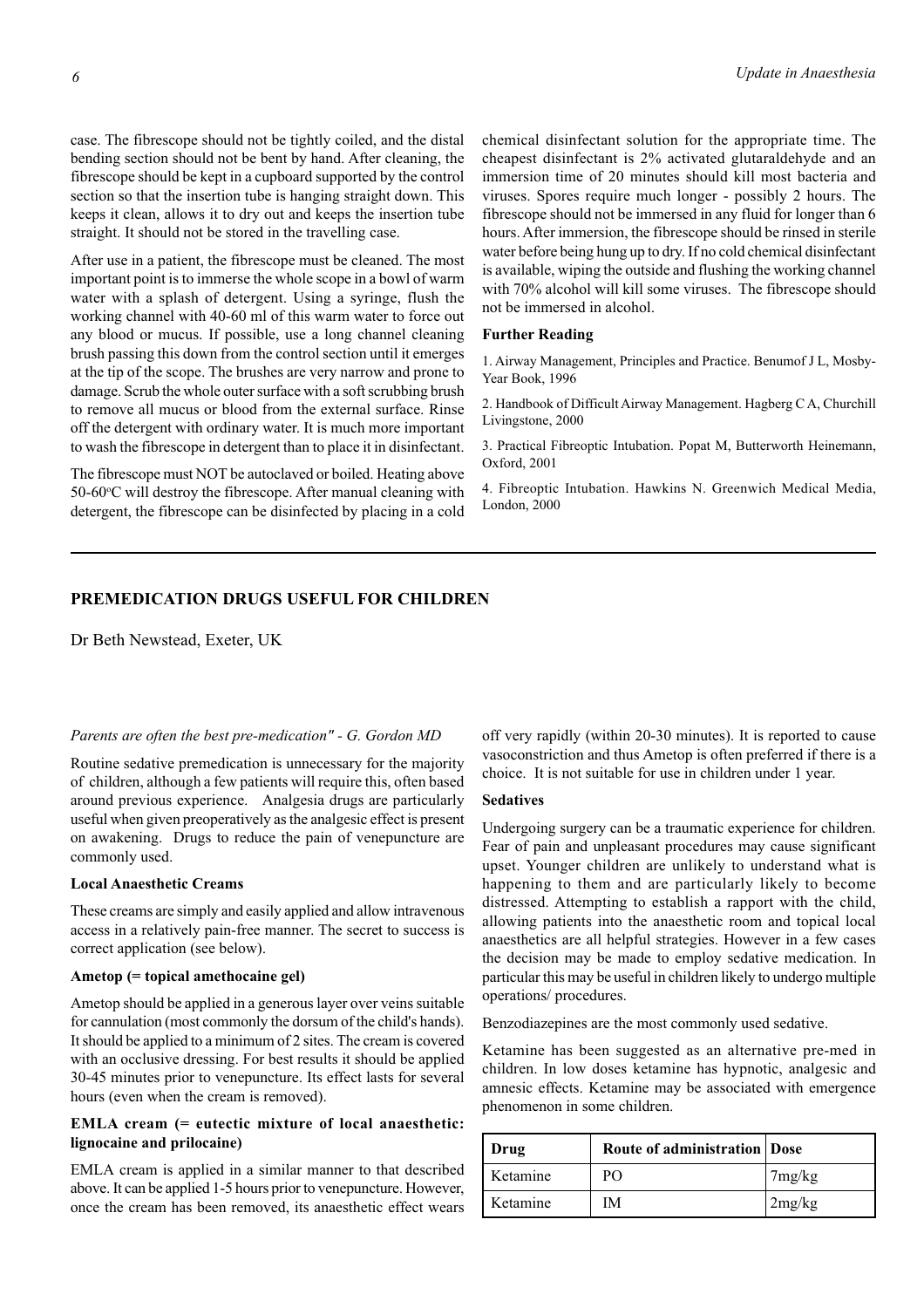case. The fibrescope should not be tightly coiled, and the distal bending section should not be bent by hand. After cleaning, the fibrescope should be kept in a cupboard supported by the control section so that the insertion tube is hanging straight down. This keeps it clean, allows it to dry out and keeps the insertion tube straight. It should not be stored in the travelling case.

After use in a patient, the fibrescope must be cleaned. The most important point is to immerse the whole scope in a bowl of warm water with a splash of detergent. Using a syringe, flush the working channel with 40-60 ml of this warm water to force out any blood or mucus. If possible, use a long channel cleaning brush passing this down from the control section until it emerges at the tip of the scope. The brushes are very narrow and prone to damage. Scrub the whole outer surface with a soft scrubbing brush to remove all mucus or blood from the external surface. Rinse off the detergent with ordinary water. It is much more important to wash the fibrescope in detergent than to place it in disinfectant.

The fibrescope must NOT be autoclaved or boiled. Heating above 50-60°C will destroy the fibrescope. After manual cleaning with detergent, the fibrescope can be disinfected by placing in a cold chemical disinfectant solution for the appropriate time. The cheapest disinfectant is 2% activated glutaraldehyde and an immersion time of 20 minutes should kill most bacteria and viruses. Spores require much longer - possibly 2 hours. The fibrescope should not be immersed in any fluid for longer than 6 hours. After immersion, the fibrescope should be rinsed in sterile water before being hung up to dry. If no cold chemical disinfectant is available, wiping the outside and flushing the working channel with 70% alcohol will kill some viruses. The fibrescope should not be immersed in alcohol.

**Further Reading**

1. Airway Management, Principles and Practice. Benumof J L, Mosby-Year Book, 1996

2. Handbook of Difficult Airway Management. Hagberg C A, Churchill Livingstone, 2000

3. Practical Fibreoptic Intubation. Popat M, Butterworth Heinemann, Oxford, 2001

4. Fibreoptic Intubation. Hawkins N. Greenwich Medical Media, London, 2000

---

## PREMEDICATION DRUGS USEFUL FOR CHILDREN

Dr Beth Newstead, Exeter, UK

*Parents are often the best pre-medication" - G. Gordon MD*

Routine sedative premedication is unnecessary for the majority of children, although a few patients will require this, often based around previous experience. Analgesia drugs are particularly useful when given preoperatively as the analgesic effect is present on awakening. Drugs to reduce the pain of venepuncture are commonly used.

**Local Anaesthetic Creams**

These creams are simply and easily applied and allow intravenous access in a relatively pain-free manner. The secret to success is correct application (see below).

**Ametop (= topical amethocaine gel)**

Ametop should be applied in a generous layer over veins suitable for cannulation (most commonly the dorsum of the child's hands). It should be applied to a minimum of 2 sites. The cream is covered with an occlusive dressing. For best results it should be applied 30-45 minutes prior to venepuncture. Its effect lasts for several hours (even when the cream is removed).

**EMLA cream (= eutectic mixture of local anaesthetic: lignocaine and prilocaine)**

EMLA cream is applied in a similar manner to that described above. It can be applied 1-5 hours prior to venepuncture. However, once the cream has been removed, its anaesthetic effect wears off very rapidly (within 20-30 minutes). It is reported to cause vasoconstriction and thus Ametop is often preferred if there is a choice. It is not suitable for use in children under 1 year.

**Sedatives**

Undergoing surgery can be a traumatic experience for children. Fear of pain and unpleasant procedures may cause significant upset. Younger children are unlikely to understand what is happening to them and are particularly likely to become distressed. Attempting to establish a rapport with the child, allowing patients into the anaesthetic room and topical local anaesthetics are all helpful strategies. However in a few cases the decision may be made to employ sedative medication. In particular this may be useful in children likely to undergo multiple operations/ procedures.

Benzodiazepines are the most commonly used sedative.

Ketamine has been suggested as an alternative pre-med in children. In low doses ketamine has hypnotic, analgesic and amnesic effects. Ketamine may be associated with emergence phenomenon in some children.

| Drug | Route of administration | Dose |
|---|---|---|
| Ketamine | PO | 7mg/kg |
| Ketamine | IM | 2mg/kg |